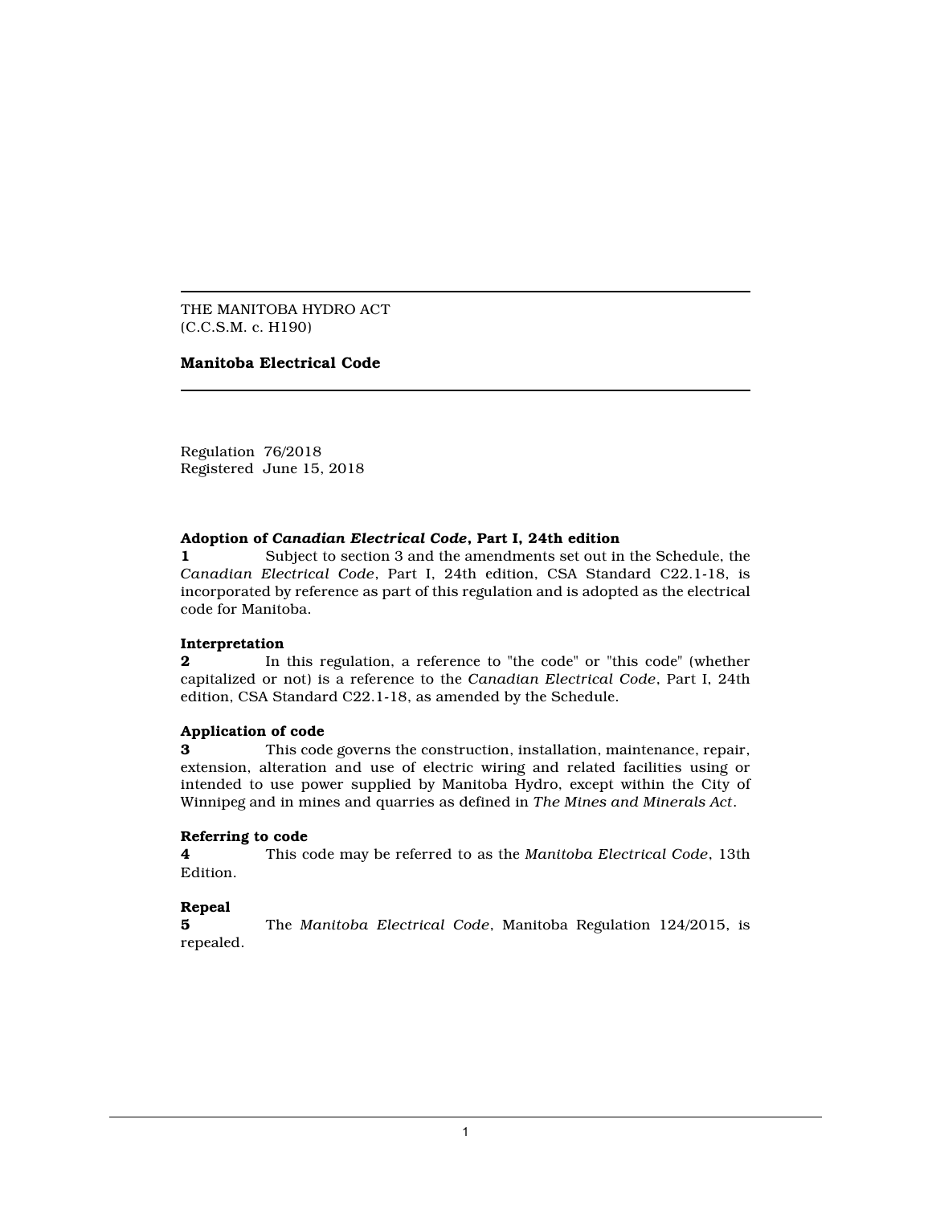THE MANITOBA HYDRO ACT
(C.C.S.M. c. H190)

# Manitoba Electrical Code

Regulation 76/2018
Registered June 15, 2018

**Adoption of *Canadian Electrical Code*, Part I, 24th edition**

**1** Subject to section 3 and the amendments set out in the Schedule, the *Canadian Electrical Code*, Part I, 24th edition, CSA Standard C22.1-18, is incorporated by reference as part of this regulation and is adopted as the electrical code for Manitoba.

**Interpretation**

**2** In this regulation, a reference to "the code" or "this code" (whether capitalized or not) is a reference to the *Canadian Electrical Code*, Part I, 24th edition, CSA Standard C22.1-18, as amended by the Schedule.

**Application of code**

**3** This code governs the construction, installation, maintenance, repair, extension, alteration and use of electric wiring and related facilities using or intended to use power supplied by Manitoba Hydro, except within the City of Winnipeg and in mines and quarries as defined in *The Mines and Minerals Act*.

**Referring to code**

**4** This code may be referred to as the *Manitoba Electrical Code*, 13th Edition.

**Repeal**

**5** The *Manitoba Electrical Code*, Manitoba Regulation 124/2015, is repealed.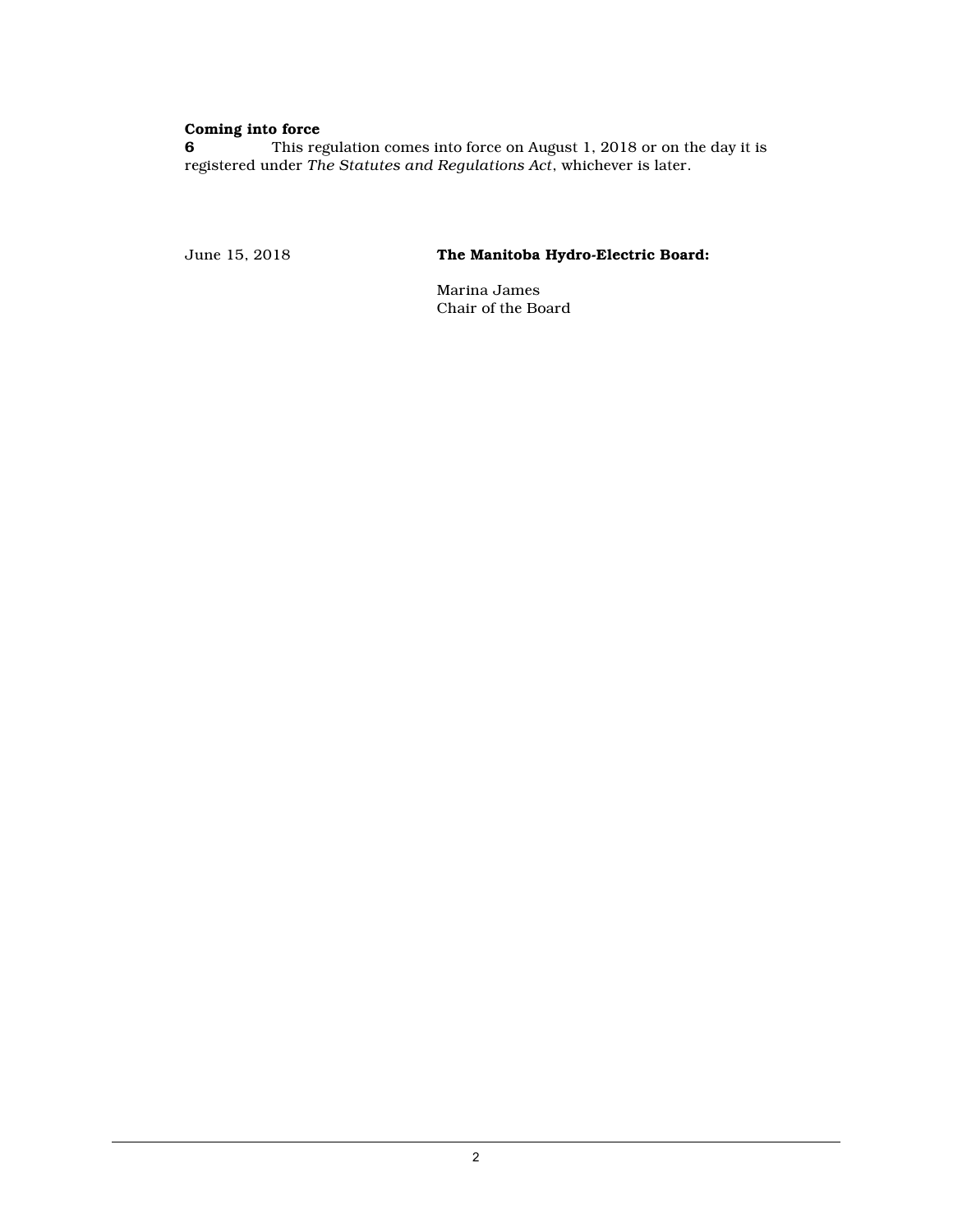**Coming into force**

**6** This regulation comes into force on August 1, 2018 or on the day it is registered under *The Statutes and Regulations Act*, whichever is later.

June 15, 2018

**The Manitoba Hydro-Electric Board:**

Marina James
Chair of the Board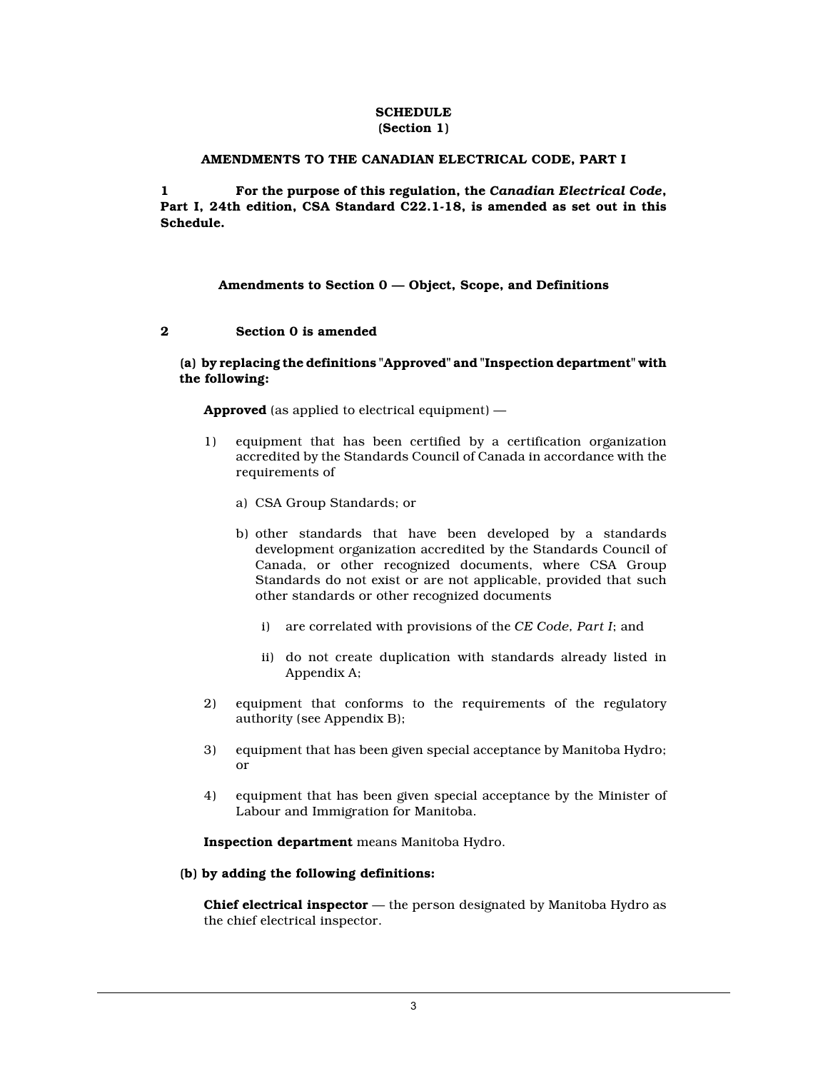**SCHEDULE**
**(Section 1)**

**AMENDMENTS TO THE CANADIAN ELECTRICAL CODE, PART I**

**1 For the purpose of this regulation, the *Canadian Electrical Code*, Part I, 24th edition, CSA Standard C22.1-18, is amended as set out in this Schedule.**

**Amendments to Section 0 — Object, Scope, and Definitions**

**2 Section 0 is amended**

**(a) by replacing the definitions "Approved" and "Inspection department" with the following:**

**Approved** (as applied to electrical equipment) —

1) equipment that has been certified by a certification organization accredited by the Standards Council of Canada in accordance with the requirements of

   a) CSA Group Standards; or

   b) other standards that have been developed by a standards development organization accredited by the Standards Council of Canada, or other recognized documents, where CSA Group Standards do not exist or are not applicable, provided that such other standards or other recognized documents

      i) are correlated with provisions of the *CE Code, Part I*; and

      ii) do not create duplication with standards already listed in Appendix A;

2) equipment that conforms to the requirements of the regulatory authority (see Appendix B);

3) equipment that has been given special acceptance by Manitoba Hydro; or

4) equipment that has been given special acceptance by the Minister of Labour and Immigration for Manitoba.

**Inspection department** means Manitoba Hydro.

**(b) by adding the following definitions:**

**Chief electrical inspector** — the person designated by Manitoba Hydro as the chief electrical inspector.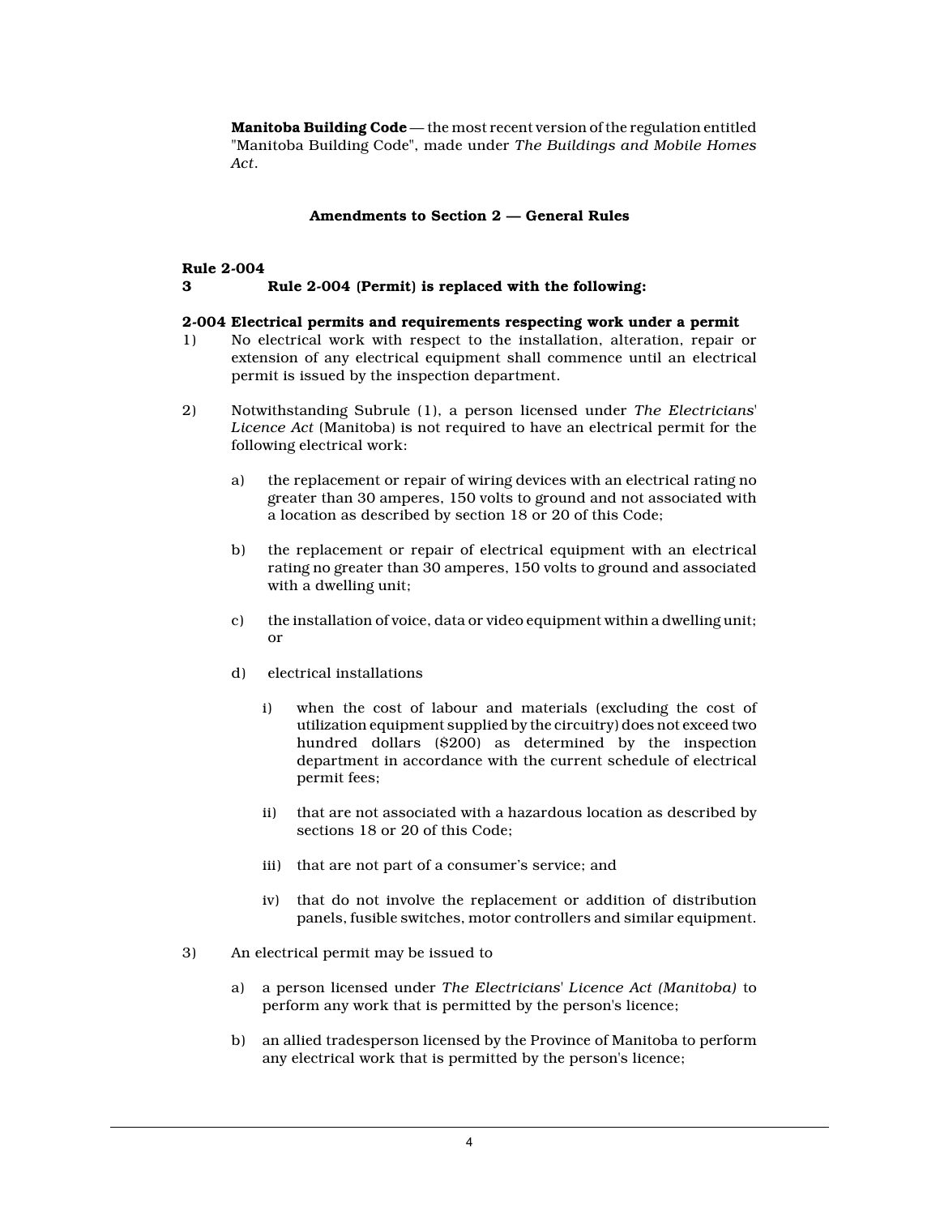**Manitoba Building Code** — the most recent version of the regulation entitled "Manitoba Building Code", made under *The Buildings and Mobile Homes Act*.

### Amendments to Section 2 — General Rules

**Rule 2-004**
**3 Rule 2-004 (Permit) is replaced with the following:**

**2-004 Electrical permits and requirements respecting work under a permit**

1) No electrical work with respect to the installation, alteration, repair or extension of any electrical equipment shall commence until an electrical permit is issued by the inspection department.

2) Notwithstanding Subrule (1), a person licensed under *The Electricians' Licence Act* (Manitoba) is not required to have an electrical permit for the following electrical work:

   a) the replacement or repair of wiring devices with an electrical rating no greater than 30 amperes, 150 volts to ground and not associated with a location as described by section 18 or 20 of this Code;

   b) the replacement or repair of electrical equipment with an electrical rating no greater than 30 amperes, 150 volts to ground and associated with a dwelling unit;

   c) the installation of voice, data or video equipment within a dwelling unit; or

   d) electrical installations

      i) when the cost of labour and materials (excluding the cost of utilization equipment supplied by the circuitry) does not exceed two hundred dollars ($200) as determined by the inspection department in accordance with the current schedule of electrical permit fees;

      ii) that are not associated with a hazardous location as described by sections 18 or 20 of this Code;

      iii) that are not part of a consumer's service; and

      iv) that do not involve the replacement or addition of distribution panels, fusible switches, motor controllers and similar equipment.

3) An electrical permit may be issued to

   a) a person licensed under *The Electricians' Licence Act (Manitoba)* to perform any work that is permitted by the person's licence;

   b) an allied tradesperson licensed by the Province of Manitoba to perform any electrical work that is permitted by the person's licence;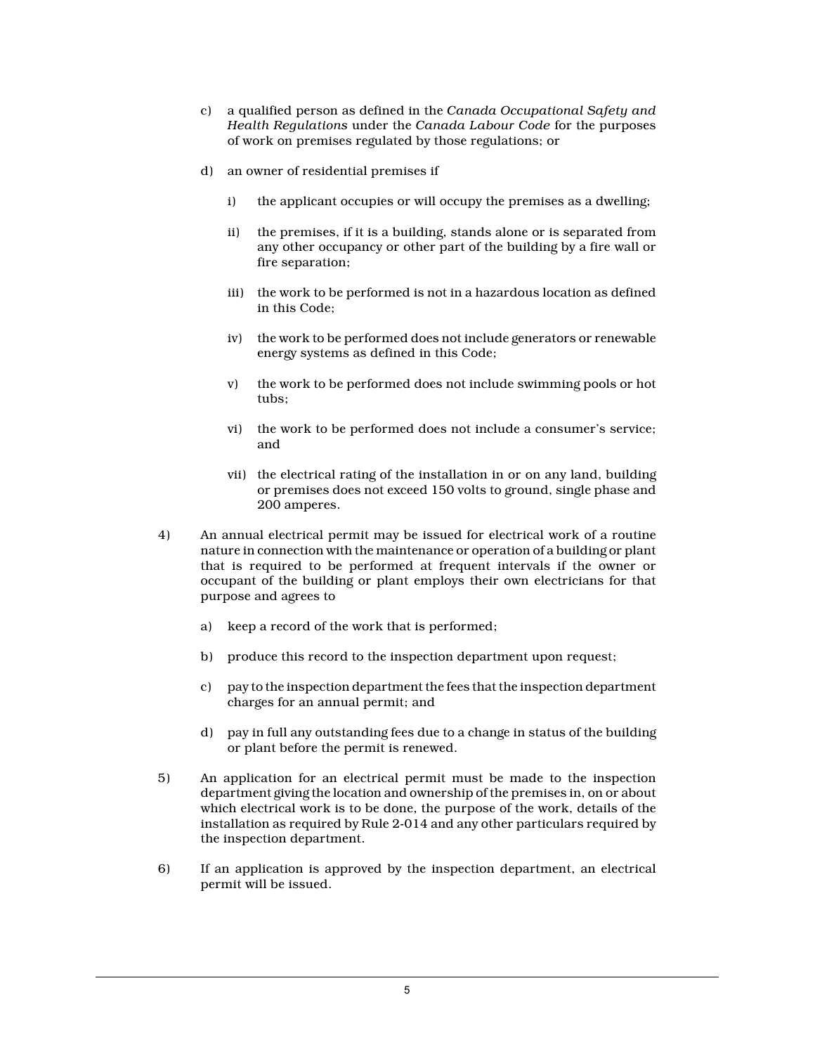c) a qualified person as defined in the *Canada Occupational Safety and Health Regulations* under the *Canada Labour Code* for the purposes of work on premises regulated by those regulations; or

d) an owner of residential premises if

   i) the applicant occupies or will occupy the premises as a dwelling;

   ii) the premises, if it is a building, stands alone or is separated from any other occupancy or other part of the building by a fire wall or fire separation;

   iii) the work to be performed is not in a hazardous location as defined in this Code;

   iv) the work to be performed does not include generators or renewable energy systems as defined in this Code;

   v) the work to be performed does not include swimming pools or hot tubs;

   vi) the work to be performed does not include a consumer's service; and

   vii) the electrical rating of the installation in or on any land, building or premises does not exceed 150 volts to ground, single phase and 200 amperes.

4) An annual electrical permit may be issued for electrical work of a routine nature in connection with the maintenance or operation of a building or plant that is required to be performed at frequent intervals if the owner or occupant of the building or plant employs their own electricians for that purpose and agrees to

   a) keep a record of the work that is performed;

   b) produce this record to the inspection department upon request;

   c) pay to the inspection department the fees that the inspection department charges for an annual permit; and

   d) pay in full any outstanding fees due to a change in status of the building or plant before the permit is renewed.

5) An application for an electrical permit must be made to the inspection department giving the location and ownership of the premises in, on or about which electrical work is to be done, the purpose of the work, details of the installation as required by Rule 2-014 and any other particulars required by the inspection department.

6) If an application is approved by the inspection department, an electrical permit will be issued.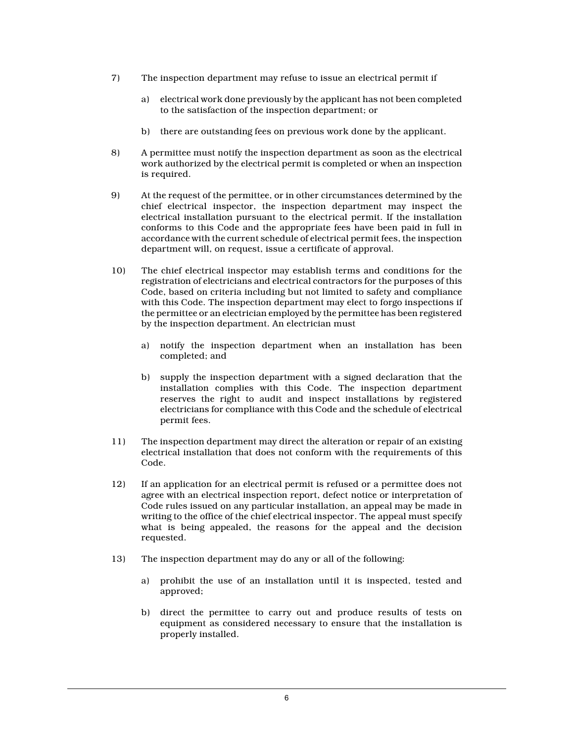7) The inspection department may refuse to issue an electrical permit if

   a) electrical work done previously by the applicant has not been completed to the satisfaction of the inspection department; or

   b) there are outstanding fees on previous work done by the applicant.

8) A permittee must notify the inspection department as soon as the electrical work authorized by the electrical permit is completed or when an inspection is required.

9) At the request of the permittee, or in other circumstances determined by the chief electrical inspector, the inspection department may inspect the electrical installation pursuant to the electrical permit. If the installation conforms to this Code and the appropriate fees have been paid in full in accordance with the current schedule of electrical permit fees, the inspection department will, on request, issue a certificate of approval.

10) The chief electrical inspector may establish terms and conditions for the registration of electricians and electrical contractors for the purposes of this Code, based on criteria including but not limited to safety and compliance with this Code. The inspection department may elect to forgo inspections if the permittee or an electrician employed by the permittee has been registered by the inspection department. An electrician must

    a) notify the inspection department when an installation has been completed; and

    b) supply the inspection department with a signed declaration that the installation complies with this Code. The inspection department reserves the right to audit and inspect installations by registered electricians for compliance with this Code and the schedule of electrical permit fees.

11) The inspection department may direct the alteration or repair of an existing electrical installation that does not conform with the requirements of this Code.

12) If an application for an electrical permit is refused or a permittee does not agree with an electrical inspection report, defect notice or interpretation of Code rules issued on any particular installation, an appeal may be made in writing to the office of the chief electrical inspector. The appeal must specify what is being appealed, the reasons for the appeal and the decision requested.

13) The inspection department may do any or all of the following:

    a) prohibit the use of an installation until it is inspected, tested and approved;

    b) direct the permittee to carry out and produce results of tests on equipment as considered necessary to ensure that the installation is properly installed.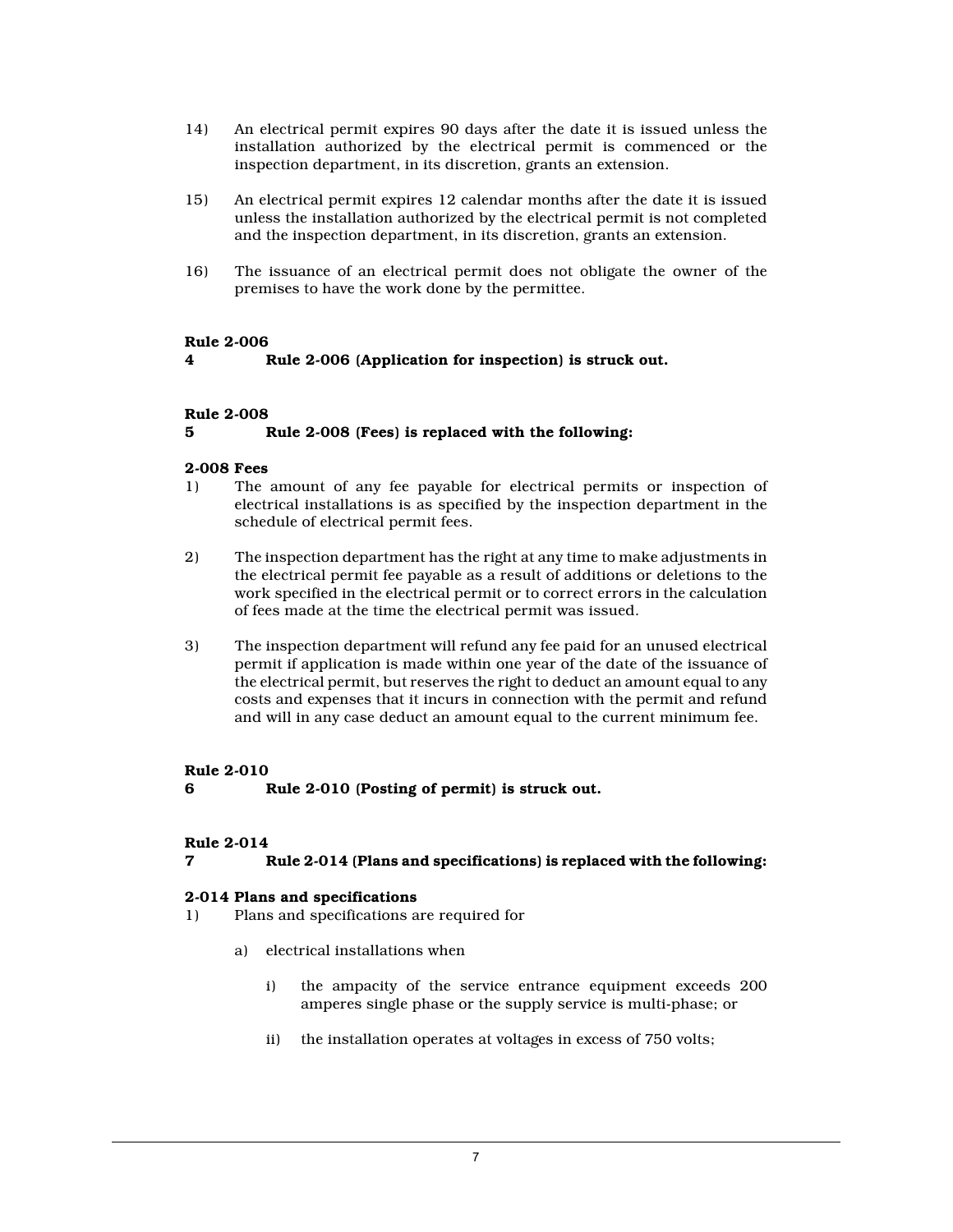14) An electrical permit expires 90 days after the date it is issued unless the installation authorized by the electrical permit is commenced or the inspection department, in its discretion, grants an extension.

15) An electrical permit expires 12 calendar months after the date it is issued unless the installation authorized by the electrical permit is not completed and the inspection department, in its discretion, grants an extension.

16) The issuance of an electrical permit does not obligate the owner of the premises to have the work done by the permittee.

**Rule 2-006**

**4 Rule 2-006 (Application for inspection) is struck out.**

**Rule 2-008**

**5 Rule 2-008 (Fees) is replaced with the following:**

**2-008 Fees**

1) The amount of any fee payable for electrical permits or inspection of electrical installations is as specified by the inspection department in the schedule of electrical permit fees.

2) The inspection department has the right at any time to make adjustments in the electrical permit fee payable as a result of additions or deletions to the work specified in the electrical permit or to correct errors in the calculation of fees made at the time the electrical permit was issued.

3) The inspection department will refund any fee paid for an unused electrical permit if application is made within one year of the date of the issuance of the electrical permit, but reserves the right to deduct an amount equal to any costs and expenses that it incurs in connection with the permit and refund and will in any case deduct an amount equal to the current minimum fee.

**Rule 2-010**

**6 Rule 2-010 (Posting of permit) is struck out.**

**Rule 2-014**

**7 Rule 2-014 (Plans and specifications) is replaced with the following:**

**2-014 Plans and specifications**

1) Plans and specifications are required for

   a) electrical installations when

      i) the ampacity of the service entrance equipment exceeds 200 amperes single phase or the supply service is multi-phase; or

      ii) the installation operates at voltages in excess of 750 volts;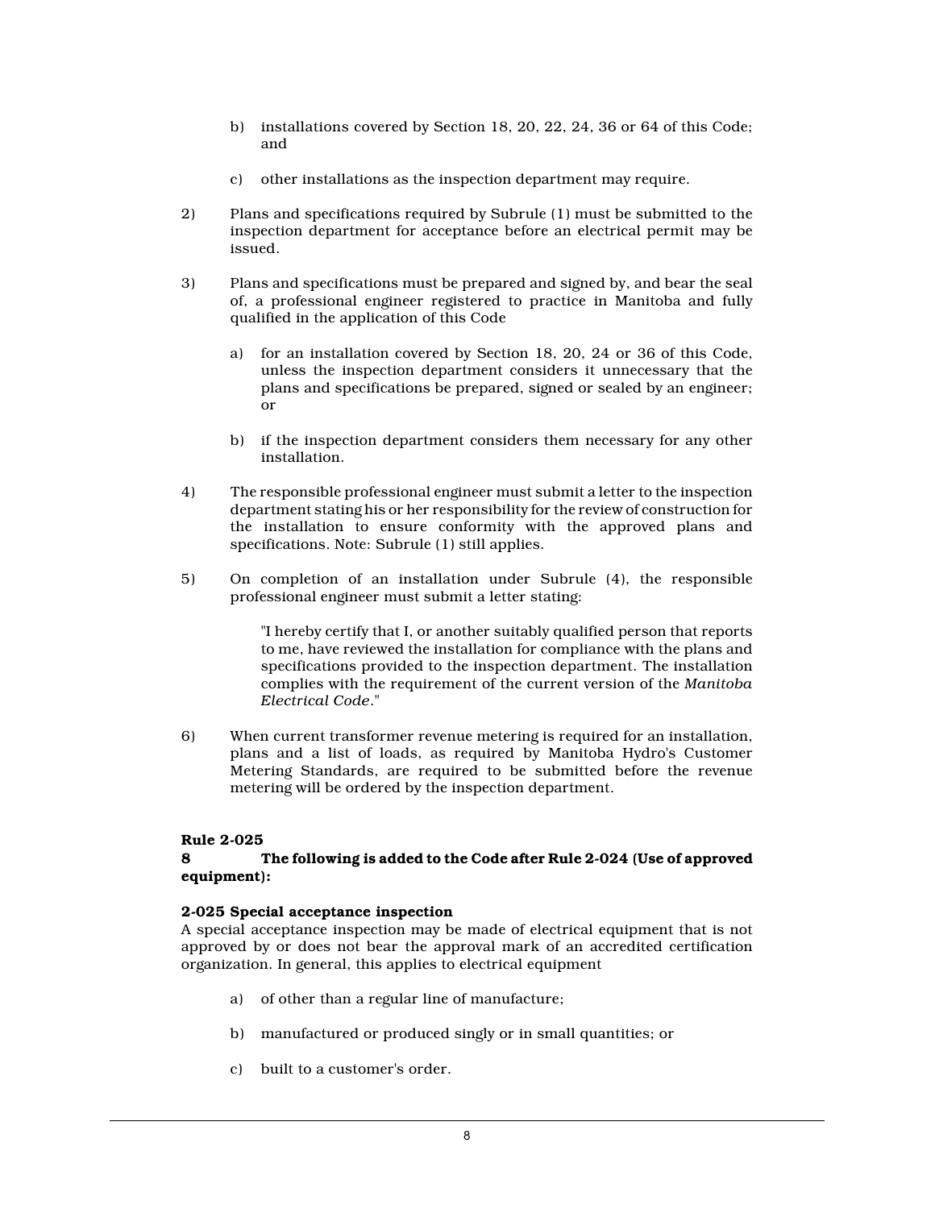b) installations covered by Section 18, 20, 22, 24, 36 or 64 of this Code; and

c) other installations as the inspection department may require.

2) Plans and specifications required by Subrule (1) must be submitted to the inspection department for acceptance before an electrical permit may be issued.

3) Plans and specifications must be prepared and signed by, and bear the seal of, a professional engineer registered to practice in Manitoba and fully qualified in the application of this Code

a) for an installation covered by Section 18, 20, 24 or 36 of this Code, unless the inspection department considers it unnecessary that the plans and specifications be prepared, signed or sealed by an engineer; or

b) if the inspection department considers them necessary for any other installation.

4) The responsible professional engineer must submit a letter to the inspection department stating his or her responsibility for the review of construction for the installation to ensure conformity with the approved plans and specifications. Note: Subrule (1) still applies.

5) On completion of an installation under Subrule (4), the responsible professional engineer must submit a letter stating:

> "I hereby certify that I, or another suitably qualified person that reports to me, have reviewed the installation for compliance with the plans and specifications provided to the inspection department. The installation complies with the requirement of the current version of the *Manitoba Electrical Code*."

6) When current transformer revenue metering is required for an installation, plans and a list of loads, as required by Manitoba Hydro's Customer Metering Standards, are required to be submitted before the revenue metering will be ordered by the inspection department.

**Rule 2-025**

**8 The following is added to the Code after Rule 2-024 (Use of approved equipment):**

**2-025 Special acceptance inspection**

A special acceptance inspection may be made of electrical equipment that is not approved by or does not bear the approval mark of an accredited certification organization. In general, this applies to electrical equipment

a) of other than a regular line of manufacture;

b) manufactured or produced singly or in small quantities; or

c) built to a customer's order.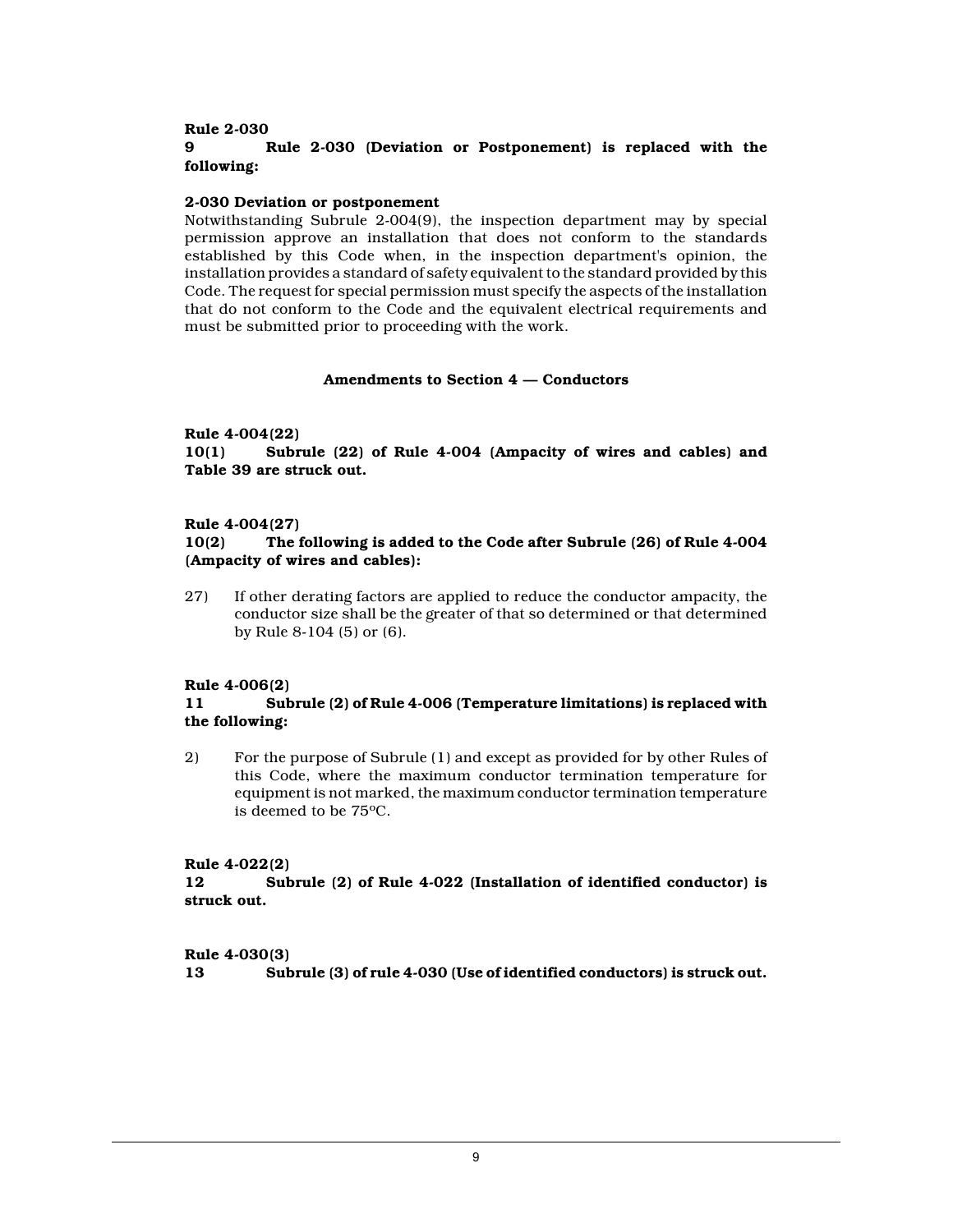**Rule 2-030**

**9 Rule 2-030 (Deviation or Postponement) is replaced with the following:**

**2-030 Deviation or postponement**

Notwithstanding Subrule 2-004(9), the inspection department may by special permission approve an installation that does not conform to the standards established by this Code when, in the inspection department's opinion, the installation provides a standard of safety equivalent to the standard provided by this Code. The request for special permission must specify the aspects of the installation that do not conform to the Code and the equivalent electrical requirements and must be submitted prior to proceeding with the work.

## Amendments to Section 4 — Conductors

**Rule 4-004(22)**

**10(1) Subrule (22) of Rule 4-004 (Ampacity of wires and cables) and Table 39 are struck out.**

**Rule 4-004(27)**

**10(2) The following is added to the Code after Subrule (26) of Rule 4-004 (Ampacity of wires and cables):**

27) If other derating factors are applied to reduce the conductor ampacity, the conductor size shall be the greater of that so determined or that determined by Rule 8-104 (5) or (6).

**Rule 4-006(2)**

**11 Subrule (2) of Rule 4-006 (Temperature limitations) is replaced with the following:**

2) For the purpose of Subrule (1) and except as provided for by other Rules of this Code, where the maximum conductor termination temperature for equipment is not marked, the maximum conductor termination temperature is deemed to be 75°C.

**Rule 4-022(2)**

**12 Subrule (2) of Rule 4-022 (Installation of identified conductor) is struck out.**

**Rule 4-030(3)**

**13 Subrule (3) of rule 4-030 (Use of identified conductors) is struck out.**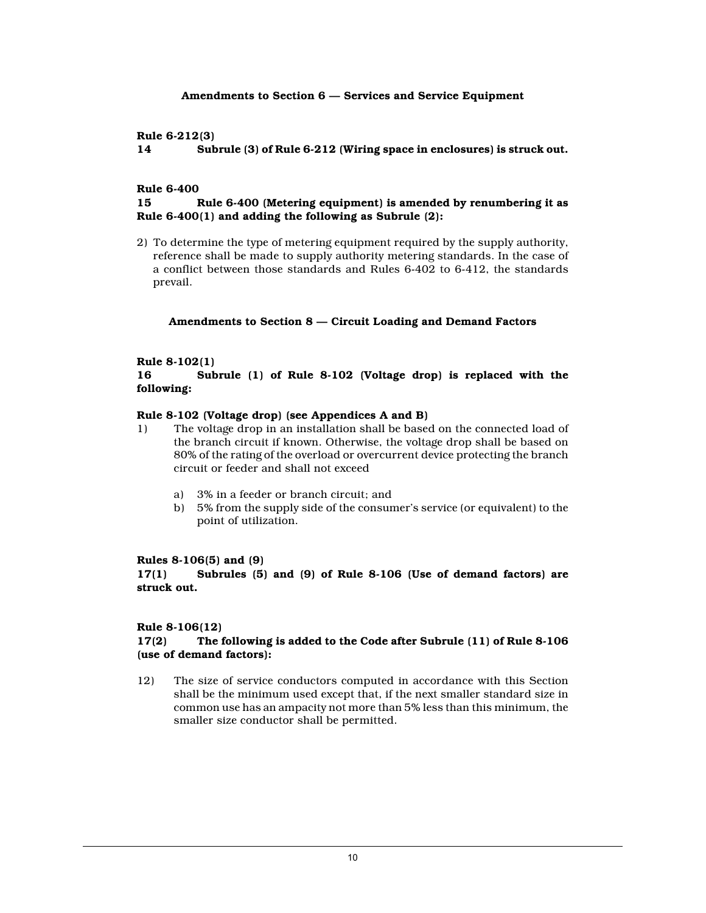## Amendments to Section 6 — Services and Service Equipment

**Rule 6-212(3)**

**14 Subrule (3) of Rule 6-212 (Wiring space in enclosures) is struck out.**

**Rule 6-400**

**15 Rule 6-400 (Metering equipment) is amended by renumbering it as Rule 6-400(1) and adding the following as Subrule (2):**

2) To determine the type of metering equipment required by the supply authority, reference shall be made to supply authority metering standards. In the case of a conflict between those standards and Rules 6-402 to 6-412, the standards prevail.

## Amendments to Section 8 — Circuit Loading and Demand Factors

**Rule 8-102(1)**

**16 Subrule (1) of Rule 8-102 (Voltage drop) is replaced with the following:**

**Rule 8-102 (Voltage drop) (see Appendices A and B)**

1) The voltage drop in an installation shall be based on the connected load of the branch circuit if known. Otherwise, the voltage drop shall be based on 80% of the rating of the overload or overcurrent device protecting the branch circuit or feeder and shall not exceed

   a) 3% in a feeder or branch circuit; and
   
   b) 5% from the supply side of the consumer's service (or equivalent) to the point of utilization.

**Rules 8-106(5) and (9)**

**17(1) Subrules (5) and (9) of Rule 8-106 (Use of demand factors) are struck out.**

**Rule 8-106(12)**

**17(2) The following is added to the Code after Subrule (11) of Rule 8-106 (use of demand factors):**

12) The size of service conductors computed in accordance with this Section shall be the minimum used except that, if the next smaller standard size in common use has an ampacity not more than 5% less than this minimum, the smaller size conductor shall be permitted.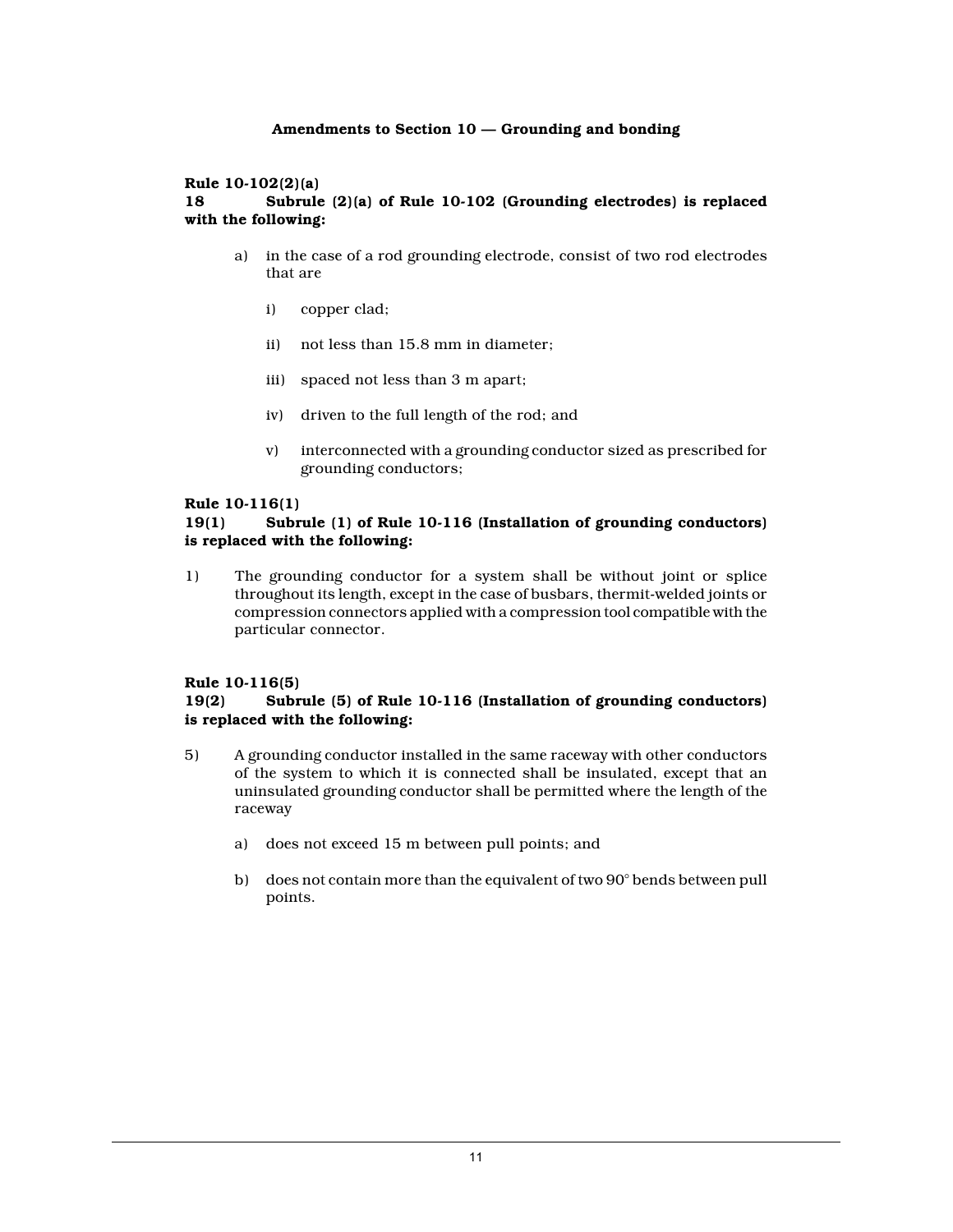## Amendments to Section 10 — Grounding and bonding

**Rule 10-102(2)(a)**
**18 Subrule (2)(a) of Rule 10-102 (Grounding electrodes) is replaced with the following:**

a) in the case of a rod grounding electrode, consist of two rod electrodes that are

   i) copper clad;

   ii) not less than 15.8 mm in diameter;

   iii) spaced not less than 3 m apart;

   iv) driven to the full length of the rod; and

   v) interconnected with a grounding conductor sized as prescribed for grounding conductors;

**Rule 10-116(1)**
**19(1) Subrule (1) of Rule 10-116 (Installation of grounding conductors) is replaced with the following:**

1) The grounding conductor for a system shall be without joint or splice throughout its length, except in the case of busbars, thermit-welded joints or compression connectors applied with a compression tool compatible with the particular connector.

**Rule 10-116(5)**
**19(2) Subrule (5) of Rule 10-116 (Installation of grounding conductors) is replaced with the following:**

5) A grounding conductor installed in the same raceway with other conductors of the system to which it is connected shall be insulated, except that an uninsulated grounding conductor shall be permitted where the length of the raceway

   a) does not exceed 15 m between pull points; and

   b) does not contain more than the equivalent of two 90° bends between pull points.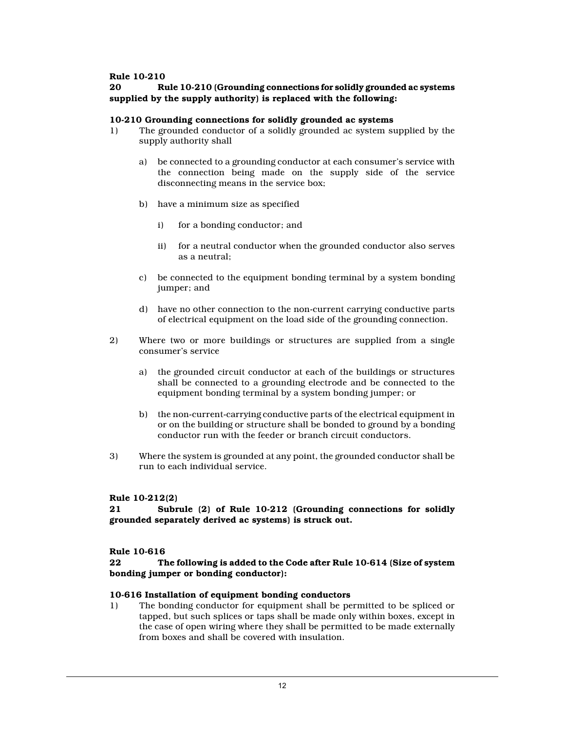**Rule 10-210**

**20 Rule 10-210 (Grounding connections for solidly grounded ac systems supplied by the supply authority) is replaced with the following:**

**10-210 Grounding connections for solidly grounded ac systems**

1) The grounded conductor of a solidly grounded ac system supplied by the supply authority shall

   a) be connected to a grounding conductor at each consumer's service with the connection being made on the supply side of the service disconnecting means in the service box;

   b) have a minimum size as specified

      i) for a bonding conductor; and

      ii) for a neutral conductor when the grounded conductor also serves as a neutral;

   c) be connected to the equipment bonding terminal by a system bonding jumper; and

   d) have no other connection to the non-current carrying conductive parts of electrical equipment on the load side of the grounding connection.

2) Where two or more buildings or structures are supplied from a single consumer's service

   a) the grounded circuit conductor at each of the buildings or structures shall be connected to a grounding electrode and be connected to the equipment bonding terminal by a system bonding jumper; or

   b) the non-current-carrying conductive parts of the electrical equipment in or on the building or structure shall be bonded to ground by a bonding conductor run with the feeder or branch circuit conductors.

3) Where the system is grounded at any point, the grounded conductor shall be run to each individual service.

**Rule 10-212(2)**

**21 Subrule (2) of Rule 10-212 (Grounding connections for solidly grounded separately derived ac systems) is struck out.**

**Rule 10-616**

**22 The following is added to the Code after Rule 10-614 (Size of system bonding jumper or bonding conductor):**

**10-616 Installation of equipment bonding conductors**

1) The bonding conductor for equipment shall be permitted to be spliced or tapped, but such splices or taps shall be made only within boxes, except in the case of open wiring where they shall be permitted to be made externally from boxes and shall be covered with insulation.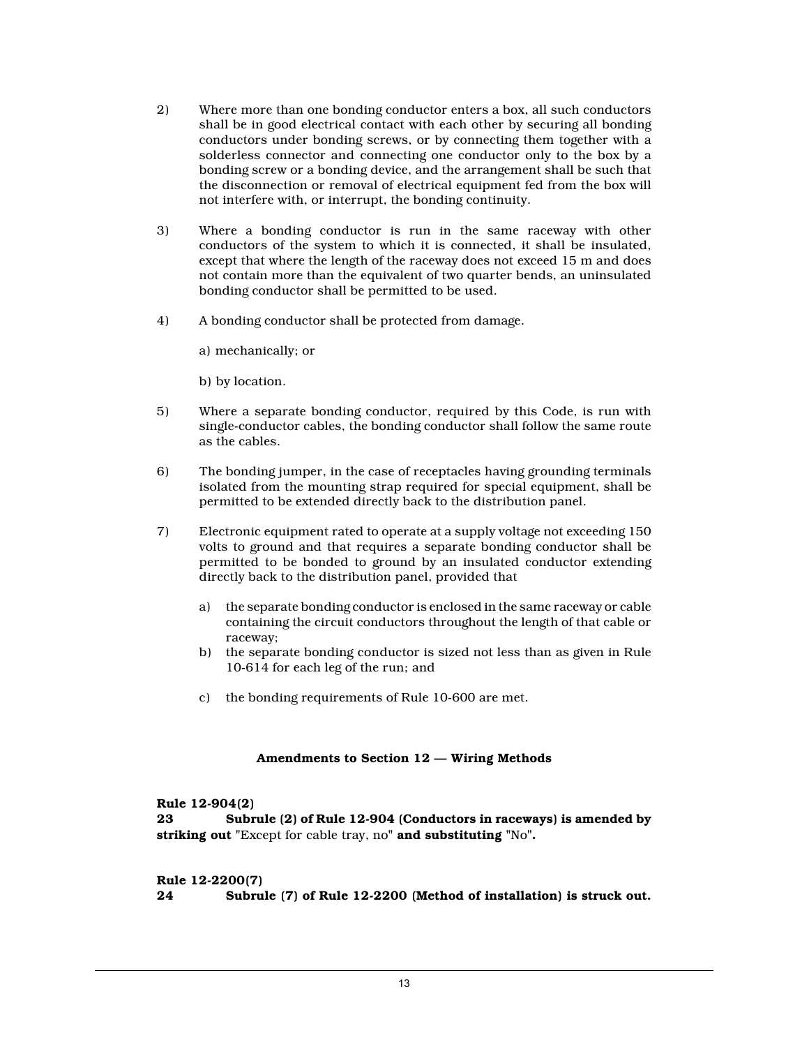2) Where more than one bonding conductor enters a box, all such conductors shall be in good electrical contact with each other by securing all bonding conductors under bonding screws, or by connecting them together with a solderless connector and connecting one conductor only to the box by a bonding screw or a bonding device, and the arrangement shall be such that the disconnection or removal of electrical equipment fed from the box will not interfere with, or interrupt, the bonding continuity.

3) Where a bonding conductor is run in the same raceway with other conductors of the system to which it is connected, it shall be insulated, except that where the length of the raceway does not exceed 15 m and does not contain more than the equivalent of two quarter bends, an uninsulated bonding conductor shall be permitted to be used.

4) A bonding conductor shall be protected from damage.

   a) mechanically; or

   b) by location.

5) Where a separate bonding conductor, required by this Code, is run with single-conductor cables, the bonding conductor shall follow the same route as the cables.

6) The bonding jumper, in the case of receptacles having grounding terminals isolated from the mounting strap required for special equipment, shall be permitted to be extended directly back to the distribution panel.

7) Electronic equipment rated to operate at a supply voltage not exceeding 150 volts to ground and that requires a separate bonding conductor shall be permitted to be bonded to ground by an insulated conductor extending directly back to the distribution panel, provided that

   a) the separate bonding conductor is enclosed in the same raceway or cable containing the circuit conductors throughout the length of that cable or raceway;
   b) the separate bonding conductor is sized not less than as given in Rule 10-614 for each leg of the run; and
   c) the bonding requirements of Rule 10-600 are met.

### Amendments to Section 12 — Wiring Methods

**Rule 12-904(2)**
**23 Subrule (2) of Rule 12-904 (Conductors in raceways) is amended by striking out** "Except for cable tray, no" **and substituting** "No"**.**

**Rule 12-2200(7)**
**24 Subrule (7) of Rule 12-2200 (Method of installation) is struck out.**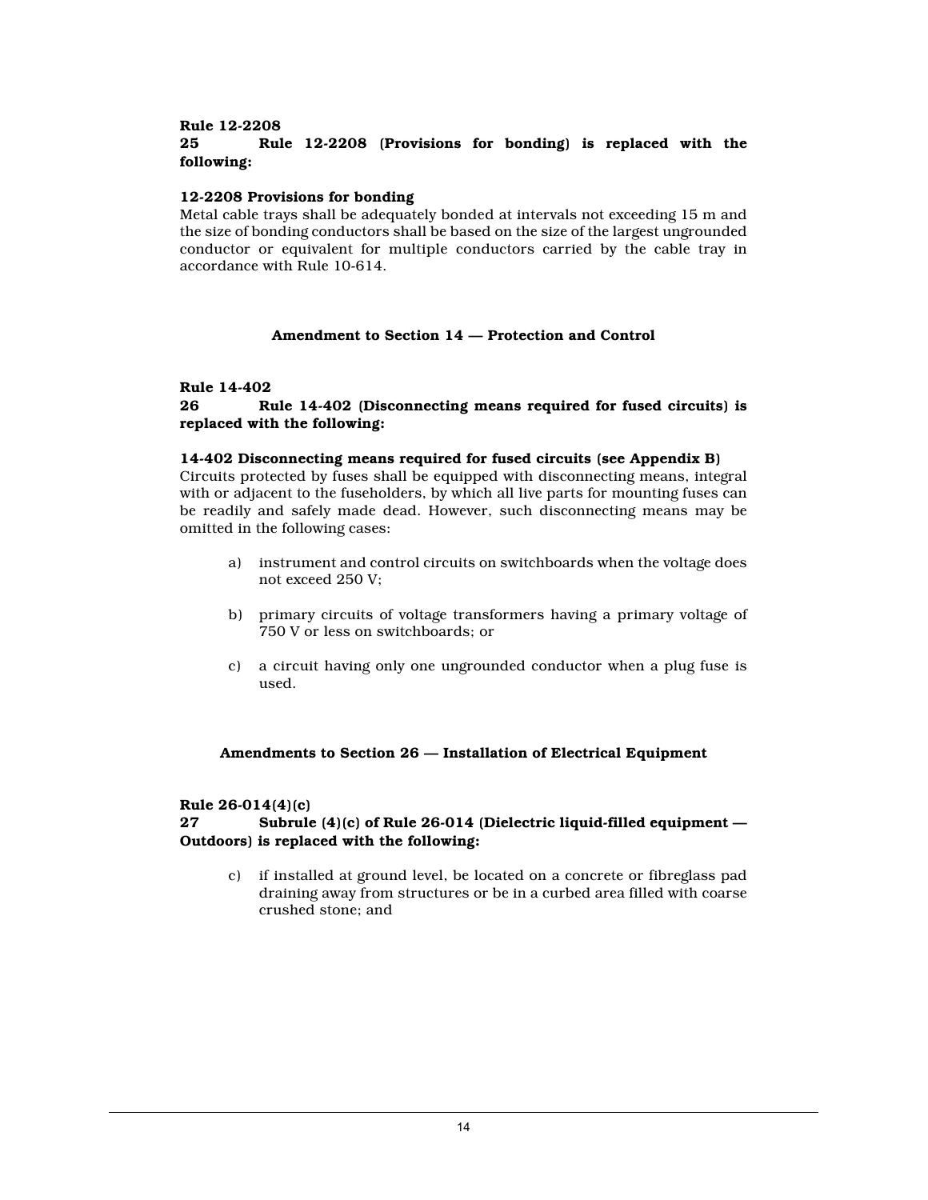**Rule 12-2208**

**25 Rule 12-2208 (Provisions for bonding) is replaced with the following:**

**12-2208 Provisions for bonding**

Metal cable trays shall be adequately bonded at intervals not exceeding 15 m and the size of bonding conductors shall be based on the size of the largest ungrounded conductor or equivalent for multiple conductors carried by the cable tray in accordance with Rule 10-614.

## Amendment to Section 14 — Protection and Control

**Rule 14-402**

**26 Rule 14-402 (Disconnecting means required for fused circuits) is replaced with the following:**

**14-402 Disconnecting means required for fused circuits (see Appendix B)**

Circuits protected by fuses shall be equipped with disconnecting means, integral with or adjacent to the fuseholders, by which all live parts for mounting fuses can be readily and safely made dead. However, such disconnecting means may be omitted in the following cases:

a) instrument and control circuits on switchboards when the voltage does not exceed 250 V;

b) primary circuits of voltage transformers having a primary voltage of 750 V or less on switchboards; or

c) a circuit having only one ungrounded conductor when a plug fuse is used.

## Amendments to Section 26 — Installation of Electrical Equipment

**Rule 26-014(4)(c)**

**27 Subrule (4)(c) of Rule 26-014 (Dielectric liquid-filled equipment — Outdoors) is replaced with the following:**

c) if installed at ground level, be located on a concrete or fibreglass pad draining away from structures or be in a curbed area filled with coarse crushed stone; and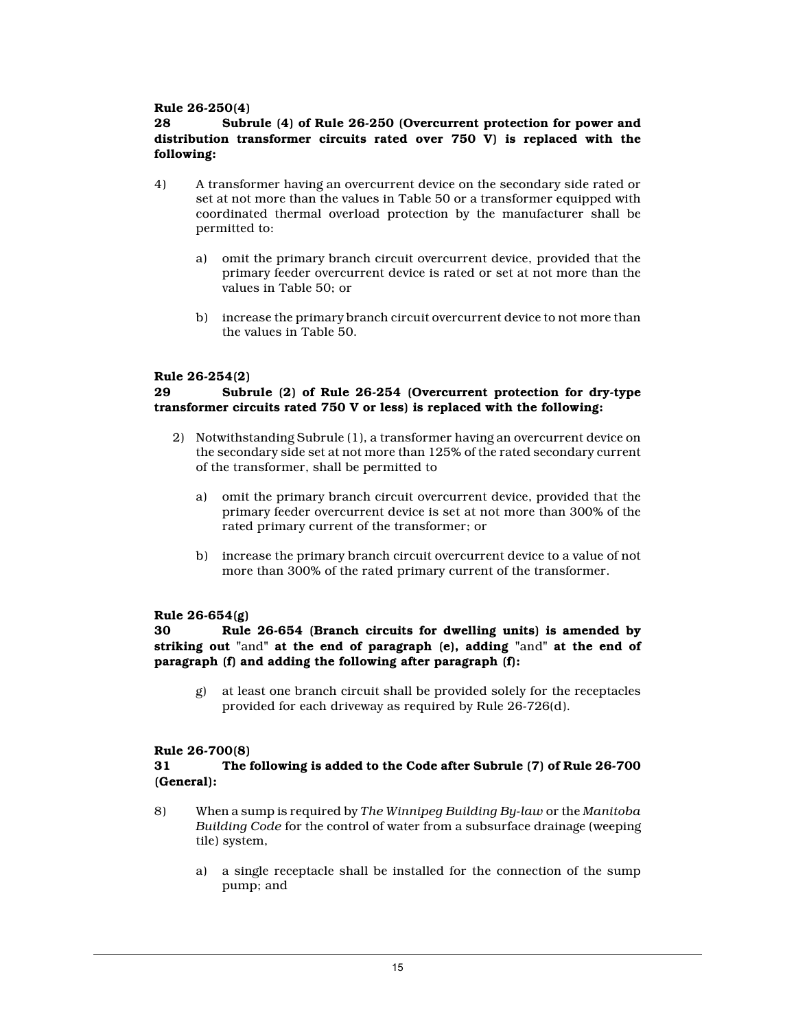**Rule 26-250(4)**

**28 Subrule (4) of Rule 26-250 (Overcurrent protection for power and distribution transformer circuits rated over 750 V) is replaced with the following:**

4) A transformer having an overcurrent device on the secondary side rated or set at not more than the values in Table 50 or a transformer equipped with coordinated thermal overload protection by the manufacturer shall be permitted to:

   a) omit the primary branch circuit overcurrent device, provided that the primary feeder overcurrent device is rated or set at not more than the values in Table 50; or

   b) increase the primary branch circuit overcurrent device to not more than the values in Table 50.

**Rule 26-254(2)**

**29 Subrule (2) of Rule 26-254 (Overcurrent protection for dry-type transformer circuits rated 750 V or less) is replaced with the following:**

2) Notwithstanding Subrule (1), a transformer having an overcurrent device on the secondary side set at not more than 125% of the rated secondary current of the transformer, shall be permitted to

   a) omit the primary branch circuit overcurrent device, provided that the primary feeder overcurrent device is set at not more than 300% of the rated primary current of the transformer; or

   b) increase the primary branch circuit overcurrent device to a value of not more than 300% of the rated primary current of the transformer.

**Rule 26-654(g)**

**30 Rule 26-654 (Branch circuits for dwelling units) is amended by striking out** "and" **at the end of paragraph (e), adding** "and" **at the end of paragraph (f) and adding the following after paragraph (f):**

   g) at least one branch circuit shall be provided solely for the receptacles provided for each driveway as required by Rule 26-726(d).

**Rule 26-700(8)**

**31 The following is added to the Code after Subrule (7) of Rule 26-700 (General):**

8) When a sump is required by *The Winnipeg Building By-law* or the *Manitoba Building Code* for the control of water from a subsurface drainage (weeping tile) system,

   a) a single receptacle shall be installed for the connection of the sump pump; and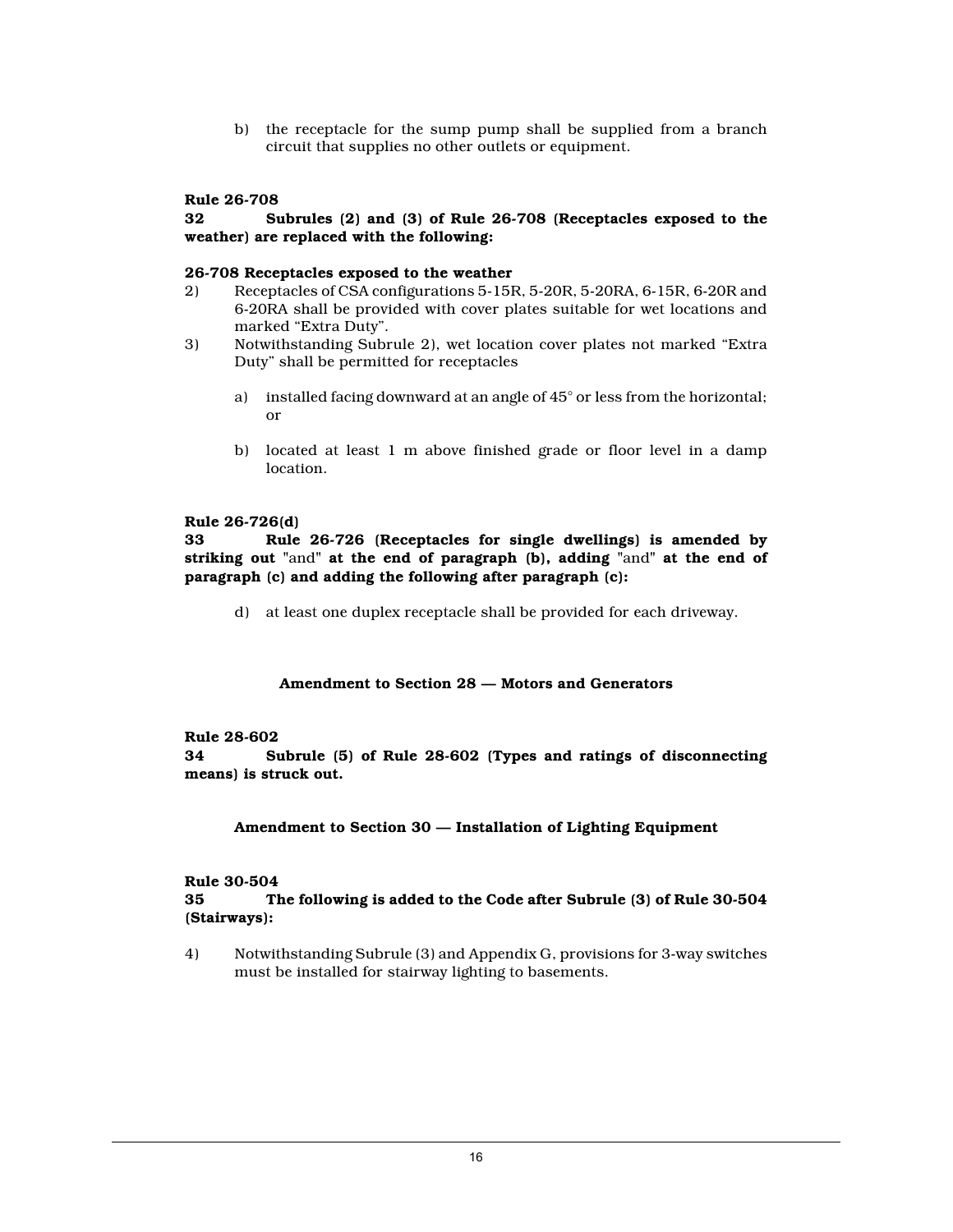b) the receptacle for the sump pump shall be supplied from a branch circuit that supplies no other outlets or equipment.

**Rule 26-708**

**32 Subrules (2) and (3) of Rule 26-708 (Receptacles exposed to the weather) are replaced with the following:**

**26-708 Receptacles exposed to the weather**

2) Receptacles of CSA configurations 5-15R, 5-20R, 5-20RA, 6-15R, 6-20R and 6-20RA shall be provided with cover plates suitable for wet locations and marked “Extra Duty”.

3) Notwithstanding Subrule 2), wet location cover plates not marked “Extra Duty” shall be permitted for receptacles

   a) installed facing downward at an angle of 45° or less from the horizontal; or

   b) located at least 1 m above finished grade or floor level in a damp location.

**Rule 26-726(d)**

**33 Rule 26-726 (Receptacles for single dwellings) is amended by striking out** "and" **at the end of paragraph (b), adding** "and" **at the end of paragraph (c) and adding the following after paragraph (c):**

d) at least one duplex receptacle shall be provided for each driveway.

## Amendment to Section 28 — Motors and Generators

**Rule 28-602**

**34 Subrule (5) of Rule 28-602 (Types and ratings of disconnecting means) is struck out.**

## Amendment to Section 30 — Installation of Lighting Equipment

**Rule 30-504**

**35 The following is added to the Code after Subrule (3) of Rule 30-504 (Stairways):**

4) Notwithstanding Subrule (3) and Appendix G, provisions for 3-way switches must be installed for stairway lighting to basements.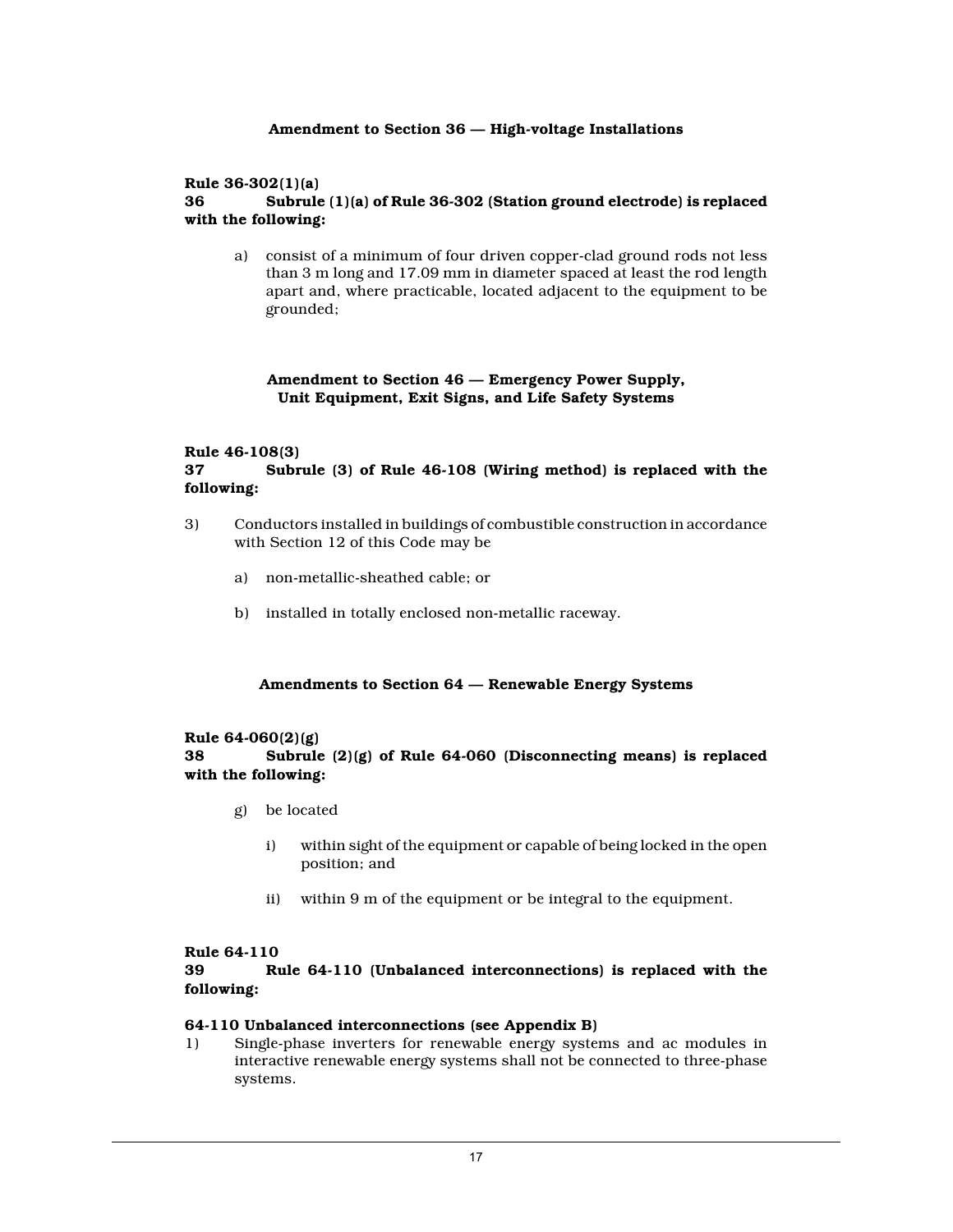### Amendment to Section 36 — High-voltage Installations

**Rule 36-302(1)(a)**
**36 Subrule (1)(a) of Rule 36-302 (Station ground electrode) is replaced with the following:**

a) consist of a minimum of four driven copper-clad ground rods not less than 3 m long and 17.09 mm in diameter spaced at least the rod length apart and, where practicable, located adjacent to the equipment to be grounded;

### Amendment to Section 46 — Emergency Power Supply, Unit Equipment, Exit Signs, and Life Safety Systems

**Rule 46-108(3)**
**37 Subrule (3) of Rule 46-108 (Wiring method) is replaced with the following:**

3) Conductors installed in buildings of combustible construction in accordance with Section 12 of this Code may be

   a) non-metallic-sheathed cable; or

   b) installed in totally enclosed non-metallic raceway.

### Amendments to Section 64 — Renewable Energy Systems

**Rule 64-060(2)(g)**
**38 Subrule (2)(g) of Rule 64-060 (Disconnecting means) is replaced with the following:**

g) be located

   i) within sight of the equipment or capable of being locked in the open position; and

   ii) within 9 m of the equipment or be integral to the equipment.

**Rule 64-110**
**39 Rule 64-110 (Unbalanced interconnections) is replaced with the following:**

**64-110 Unbalanced interconnections (see Appendix B)**

1) Single-phase inverters for renewable energy systems and ac modules in interactive renewable energy systems shall not be connected to three-phase systems.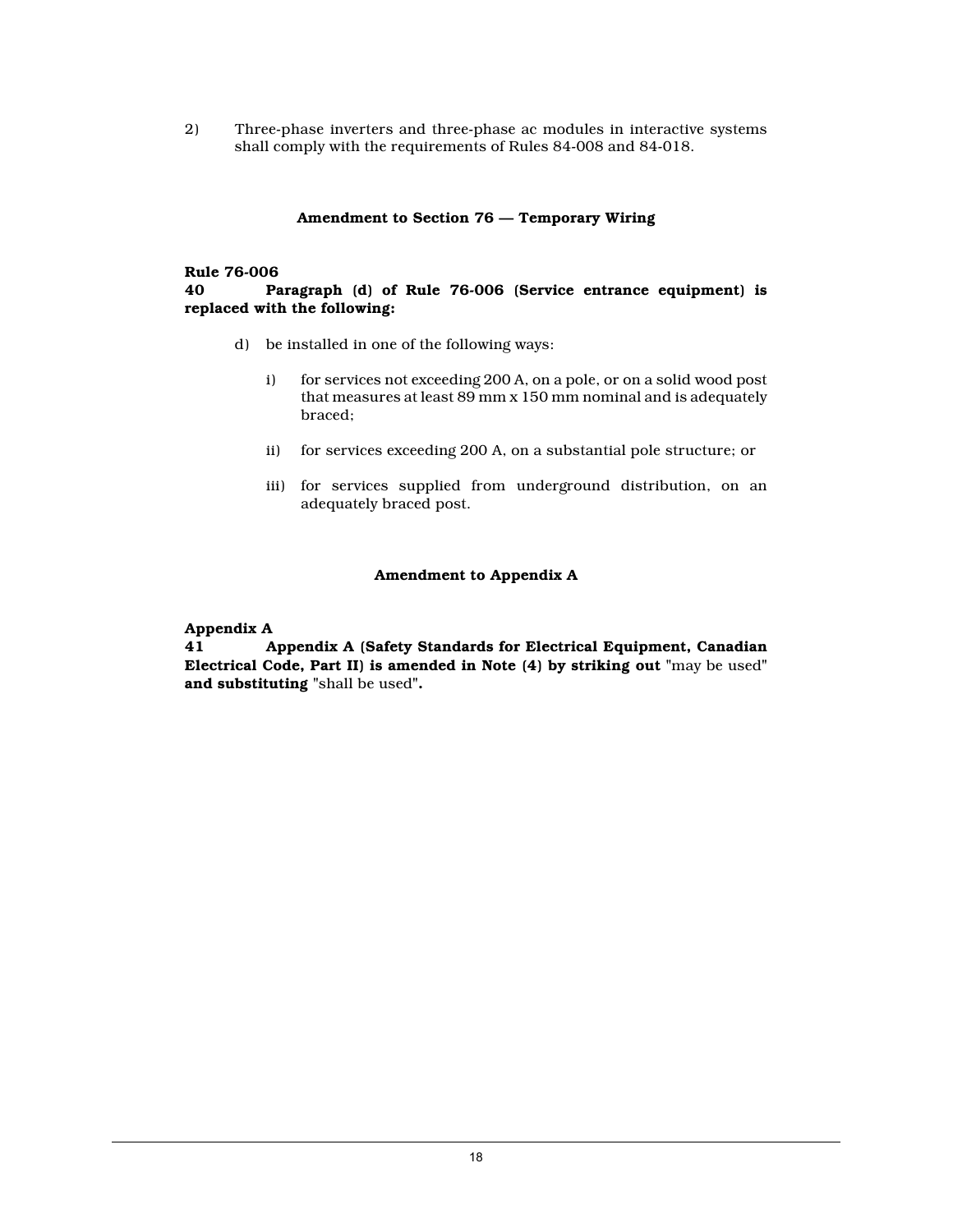2) Three-phase inverters and three-phase ac modules in interactive systems shall comply with the requirements of Rules 84-008 and 84-018.

## Amendment to Section 76 — Temporary Wiring

**Rule 76-006**
**40 Paragraph (d) of Rule 76-006 (Service entrance equipment) is replaced with the following:**

d) be installed in one of the following ways:

   i) for services not exceeding 200 A, on a pole, or on a solid wood post that measures at least 89 mm x 150 mm nominal and is adequately braced;

   ii) for services exceeding 200 A, on a substantial pole structure; or

   iii) for services supplied from underground distribution, on an adequately braced post.

## Amendment to Appendix A

**Appendix A**
**41 Appendix A (Safety Standards for Electrical Equipment, Canadian Electrical Code, Part II) is amended in Note (4) by striking out** "may be used" **and substituting** "shall be used"**.**